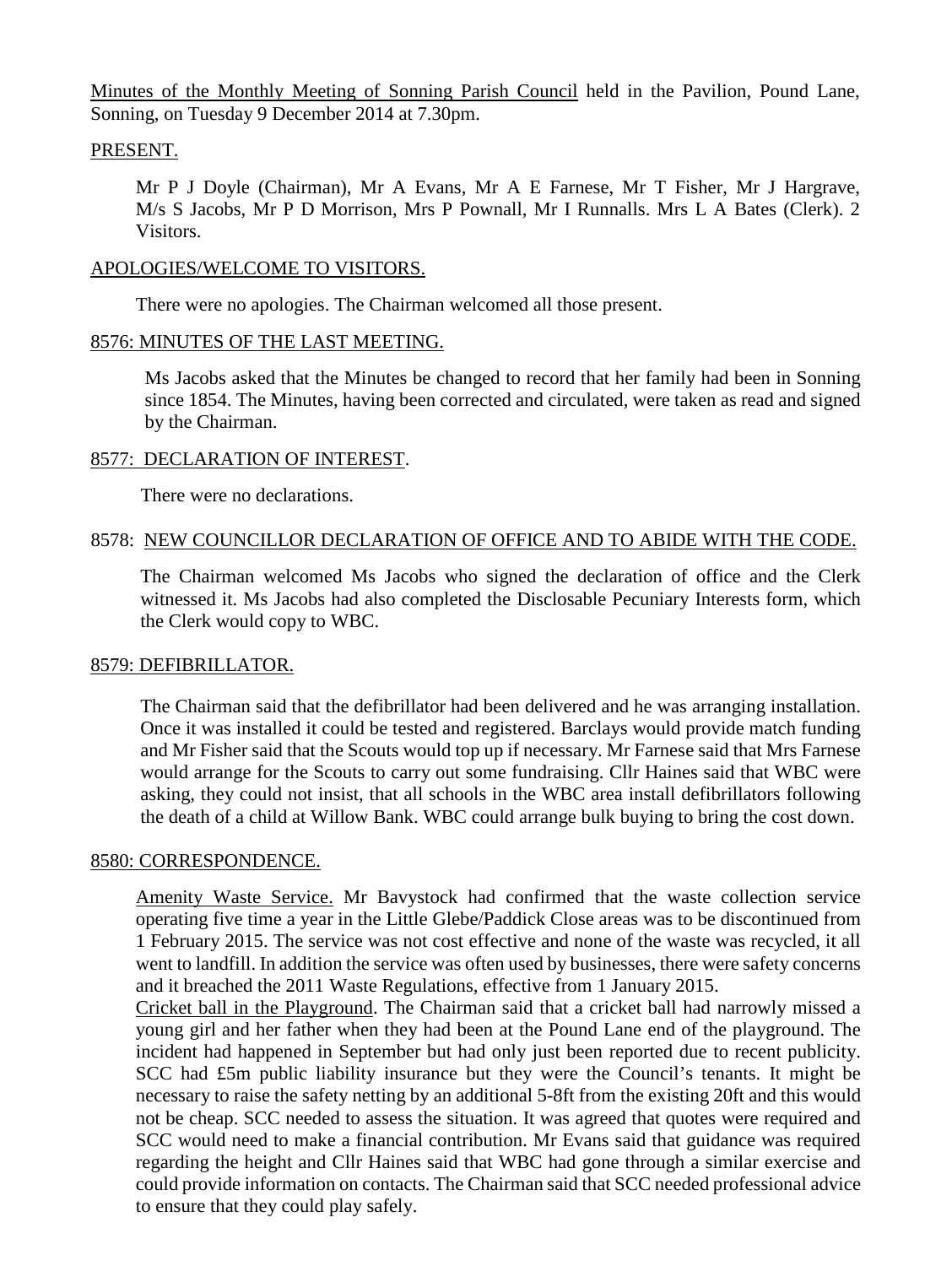Minutes of the Monthly Meeting of Sonning Parish Council held in the Pavilion, Pound Lane, Sonning, on Tuesday 9 December 2014 at 7.30pm.

## PRESENT.

Mr P J Doyle (Chairman), Mr A Evans, Mr A E Farnese, Mr T Fisher, Mr J Hargrave, M/s S Jacobs, Mr P D Morrison, Mrs P Pownall, Mr I Runnalls. Mrs L A Bates (Clerk). 2 Visitors.

## APOLOGIES/WELCOME TO VISITORS.

There were no apologies. The Chairman welcomed all those present.

## 8576: MINUTES OF THE LAST MEETING.

Ms Jacobs asked that the Minutes be changed to record that her family had been in Sonning since 1854. The Minutes, having been corrected and circulated, were taken as read and signed by the Chairman.

## 8577: DECLARATION OF INTEREST.

There were no declarations.

## 8578: NEW COUNCILLOR DECLARATION OF OFFICE AND TO ABIDE WITH THE CODE.

The Chairman welcomed Ms Jacobs who signed the declaration of office and the Clerk witnessed it. Ms Jacobs had also completed the Disclosable Pecuniary Interests form, which the Clerk would copy to WBC.

## 8579: DEFIBRILLATOR.

The Chairman said that the defibrillator had been delivered and he was arranging installation. Once it was installed it could be tested and registered. Barclays would provide match funding and Mr Fisher said that the Scouts would top up if necessary. Mr Farnese said that Mrs Farnese would arrange for the Scouts to carry out some fundraising. Cllr Haines said that WBC were asking, they could not insist, that all schools in the WBC area install defibrillators following the death of a child at Willow Bank. WBC could arrange bulk buying to bring the cost down.

## 8580: CORRESPONDENCE.

Amenity Waste Service. Mr Bavystock had confirmed that the waste collection service operating five time a year in the Little Glebe/Paddick Close areas was to be discontinued from 1 February 2015. The service was not cost effective and none of the waste was recycled, it all went to landfill. In addition the service was often used by businesses, there were safety concerns and it breached the 2011 Waste Regulations, effective from 1 January 2015.

Cricket ball in the Playground. The Chairman said that a cricket ball had narrowly missed a young girl and her father when they had been at the Pound Lane end of the playground. The incident had happened in September but had only just been reported due to recent publicity. SCC had £5m public liability insurance but they were the Council's tenants. It might be necessary to raise the safety netting by an additional 5-8ft from the existing 20ft and this would not be cheap. SCC needed to assess the situation. It was agreed that quotes were required and SCC would need to make a financial contribution. Mr Evans said that guidance was required regarding the height and Cllr Haines said that WBC had gone through a similar exercise and could provide information on contacts. The Chairman said that SCC needed professional advice to ensure that they could play safely.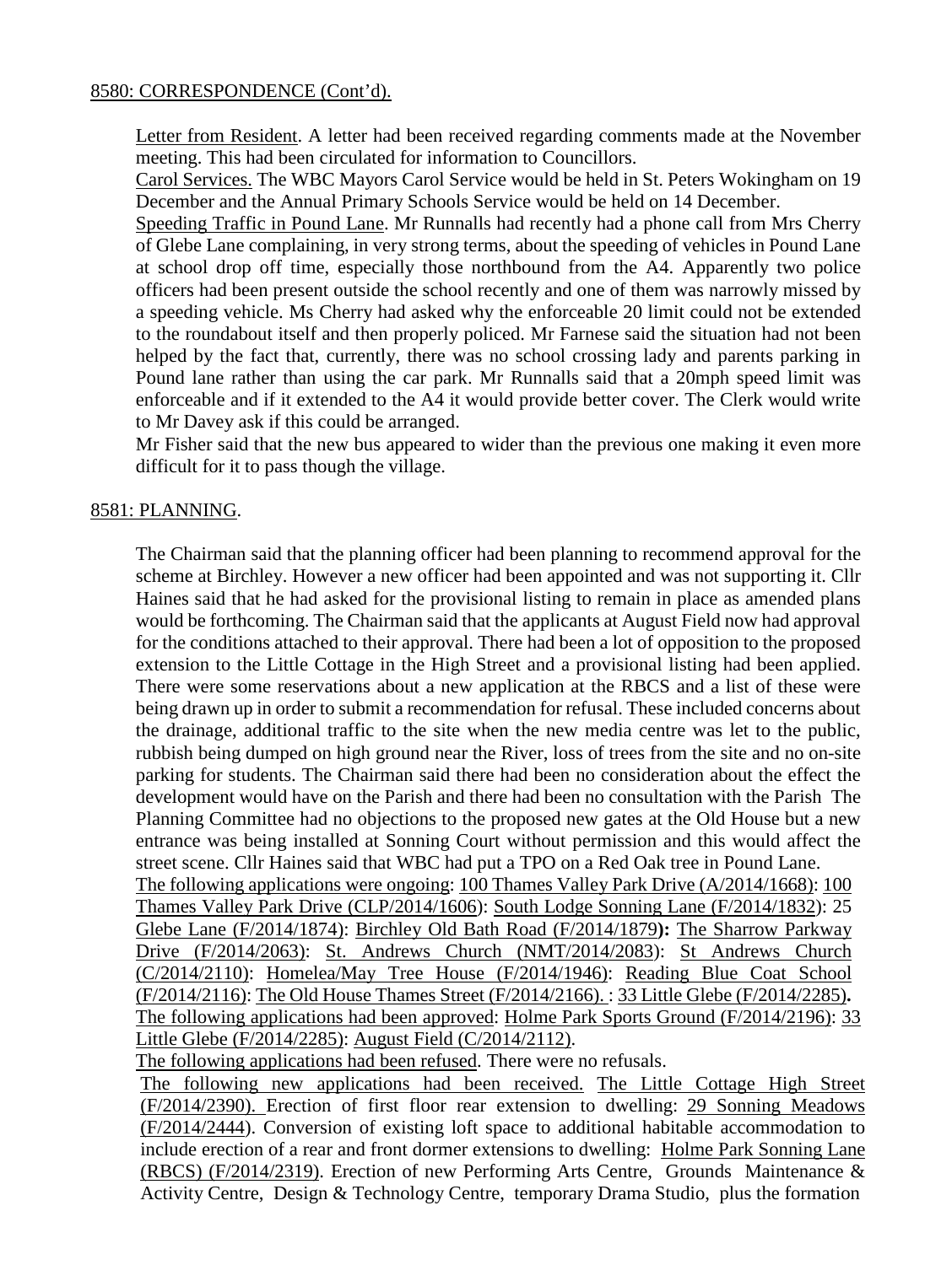8580: CORRESPONDENCE (Cont'd).

Letter from Resident. A letter had been received regarding comments made at the November meeting. This had been circulated for information to Councillors.

Carol Services. The WBC Mayors Carol Service would be held in St. Peters Wokingham on 19 December and the Annual Primary Schools Service would be held on 14 December.

Speeding Traffic in Pound Lane. Mr Runnalls had recently had a phone call from Mrs Cherry of Glebe Lane complaining, in very strong terms, about the speeding of vehicles in Pound Lane at school drop off time, especially those northbound from the A4. Apparently two police officers had been present outside the school recently and one of them was narrowly missed by a speeding vehicle. Ms Cherry had asked why the enforceable 20 limit could not be extended to the roundabout itself and then properly policed. Mr Farnese said the situation had not been helped by the fact that, currently, there was no school crossing lady and parents parking in Pound lane rather than using the car park. Mr Runnalls said that a 20mph speed limit was enforceable and if it extended to the A4 it would provide better cover. The Clerk would write to Mr Davey ask if this could be arranged.

Mr Fisher said that the new bus appeared to wider than the previous one making it even more difficult for it to pass though the village.

8581: PLANNING.

The Chairman said that the planning officer had been planning to recommend approval for the scheme at Birchley. However a new officer had been appointed and was not supporting it. Cllr Haines said that he had asked for the provisional listing to remain in place as amended plans would be forthcoming. The Chairman said that the applicants at August Field now had approval for the conditions attached to their approval. There had been a lot of opposition to the proposed extension to the Little Cottage in the High Street and a provisional listing had been applied. There were some reservations about a new application at the RBCS and a list of these were being drawn up in order to submit a recommendation for refusal. These included concerns about the drainage, additional traffic to the site when the new media centre was let to the public, rubbish being dumped on high ground near the River, loss of trees from the site and no on-site parking for students. The Chairman said there had been no consideration about the effect the development would have on the Parish and there had been no consultation with the Parish The Planning Committee had no objections to the proposed new gates at the Old House but a new entrance was being installed at Sonning Court without permission and this would affect the street scene. Cllr Haines said that WBC had put a TPO on a Red Oak tree in Pound Lane.

The following applications were ongoing: 100 Thames Valley Park Drive (A/2014/1668): 100 Thames Valley Park Drive (CLP/2014/1606): South Lodge Sonning Lane (F/2014/1832): 25 Glebe Lane (F/2014/1874): Birchley Old Bath Road (F/2014/1879**):** The Sharrow Parkway Drive (F/2014/2063): St. Andrews Church (NMT/2014/2083): St Andrews Church (C/2014/2110): Homelea/May Tree House (F/2014/1946): Reading Blue Coat School (F/2014/2116): The Old House Thames Street (F/2014/2166). : 33 Little Glebe (F/2014/2285)**.**

The following applications had been approved: Holme Park Sports Ground (F/2014/2196): 33 Little Glebe (F/2014/2285): August Field (C/2014/2112).

The following applications had been refused. There were no refusals.

The following new applications had been received. The Little Cottage High Street (F/2014/2390). Erection of first floor rear extension to dwelling: 29 Sonning Meadows (F/2014/2444). Conversion of existing loft space to additional habitable accommodation to include erection of a rear and front dormer extensions to dwelling: Holme Park Sonning Lane (RBCS) (F/2014/2319). Erection of new Performing Arts Centre, Grounds Maintenance & Activity Centre, Design & Technology Centre, temporary Drama Studio, plus the formation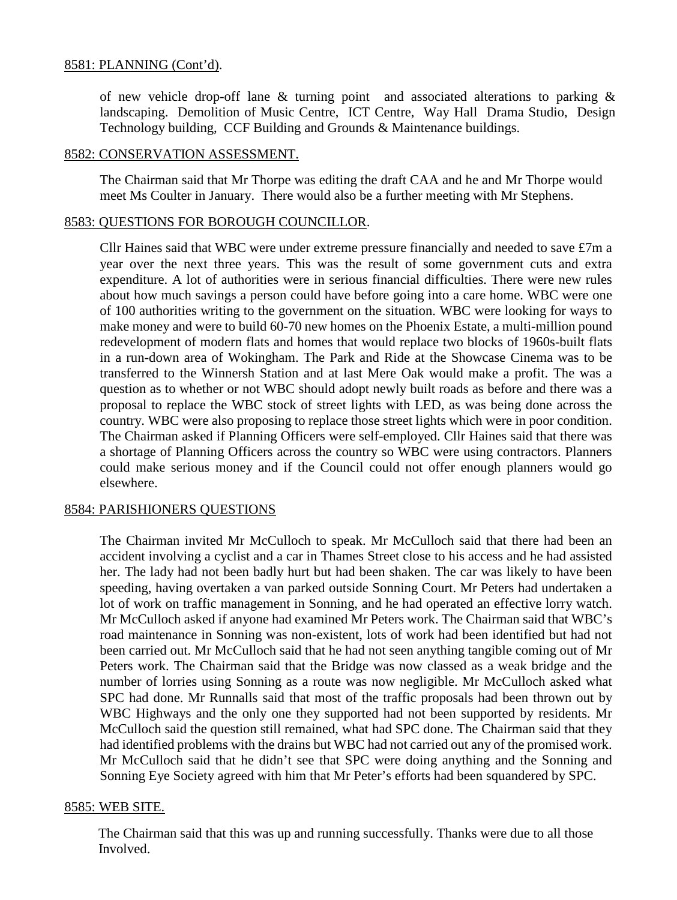8581: PLANNING (Cont'd).

of new vehicle drop-off lane & turning point and associated alterations to parking & landscaping. Demolition of Music Centre, ICT Centre, Way Hall Drama Studio, Design Technology building, CCF Building and Grounds & Maintenance buildings.

8582: CONSERVATION ASSESSMENT.

The Chairman said that Mr Thorpe was editing the draft CAA and he and Mr Thorpe would meet Ms Coulter in January. There would also be a further meeting with Mr Stephens.

8583: QUESTIONS FOR BOROUGH COUNCILLOR.

Cllr Haines said that WBC were under extreme pressure financially and needed to save £7m a year over the next three years. This was the result of some government cuts and extra expenditure. A lot of authorities were in serious financial difficulties. There were new rules about how much savings a person could have before going into a care home. WBC were one of 100 authorities writing to the government on the situation. WBC were looking for ways to make money and were to build 60-70 new homes on the Phoenix Estate, a multi-million pound redevelopment of modern flats and homes that would replace two blocks of 1960s-built flats in a run-down area of Wokingham. The Park and Ride at the Showcase Cinema was to be transferred to the Winnersh Station and at last Mere Oak would make a profit. The was a question as to whether or not WBC should adopt newly built roads as before and there was a proposal to replace the WBC stock of street lights with LED, as was being done across the country. WBC were also proposing to replace those street lights which were in poor condition. The Chairman asked if Planning Officers were self-employed. Cllr Haines said that there was a shortage of Planning Officers across the country so WBC were using contractors. Planners could make serious money and if the Council could not offer enough planners would go elsewhere.

8584: PARISHIONERS QUESTIONS

The Chairman invited Mr McCulloch to speak. Mr McCulloch said that there had been an accident involving a cyclist and a car in Thames Street close to his access and he had assisted her. The lady had not been badly hurt but had been shaken. The car was likely to have been speeding, having overtaken a van parked outside Sonning Court. Mr Peters had undertaken a lot of work on traffic management in Sonning, and he had operated an effective lorry watch. Mr McCulloch asked if anyone had examined Mr Peters work. The Chairman said that WBC's road maintenance in Sonning was non-existent, lots of work had been identified but had not been carried out. Mr McCulloch said that he had not seen anything tangible coming out of Mr Peters work. The Chairman said that the Bridge was now classed as a weak bridge and the number of lorries using Sonning as a route was now negligible. Mr McCulloch asked what SPC had done. Mr Runnalls said that most of the traffic proposals had been thrown out by WBC Highways and the only one they supported had not been supported by residents. Mr McCulloch said the question still remained, what had SPC done. The Chairman said that they had identified problems with the drains but WBC had not carried out any of the promised work. Mr McCulloch said that he didn't see that SPC were doing anything and the Sonning and Sonning Eye Society agreed with him that Mr Peter's efforts had been squandered by SPC.

8585: WEB SITE.

The Chairman said that this was up and running successfully. Thanks were due to all those Involved.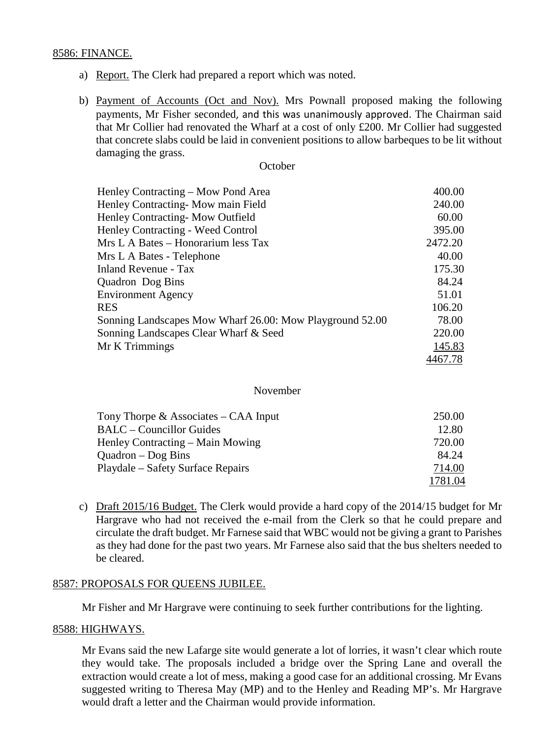8586: FINANCE.

a) Report. The Clerk had prepared a report which was noted.

b) Payment of Accounts (Oct and Nov). Mrs Pownall proposed making the following payments, Mr Fisher seconded, and this was unanimously approved. The Chairman said that Mr Collier had renovated the Wharf at a cost of only £200. Mr Collier had suggested that concrete slabs could be laid in convenient positions to allow barbeques to be lit without damaging the grass.

October

| | |
|---|---|
| Henley Contracting – Mow Pond Area | 400.00 |
| Henley Contracting- Mow main Field | 240.00 |
| Henley Contracting- Mow Outfield | 60.00 |
| Henley Contracting - Weed Control | 395.00 |
| Mrs L A Bates – Honorarium less Tax | 2472.20 |
| Mrs L A Bates - Telephone | 40.00 |
| Inland Revenue - Tax | 175.30 |
| Quadron Dog Bins | 84.24 |
| Environment Agency | 51.01 |
| RES | 106.20 |
| Sonning Landscapes Mow Wharf 26.00: Mow Playground 52.00 | 78.00 |
| Sonning Landscapes Clear Wharf & Seed | 220.00 |
| Mr K Trimmings | 145.83 |
| | 4467.78 |

November

| | |
|---|---|
| Tony Thorpe & Associates – CAA Input | 250.00 |
| BALC – Councillor Guides | 12.80 |
| Henley Contracting – Main Mowing | 720.00 |
| Quadron – Dog Bins | 84.24 |
| Playdale – Safety Surface Repairs | 714.00 |
| | 1781.04 |

c) Draft 2015/16 Budget. The Clerk would provide a hard copy of the 2014/15 budget for Mr Hargrave who had not received the e-mail from the Clerk so that he could prepare and circulate the draft budget. Mr Farnese said that WBC would not be giving a grant to Parishes as they had done for the past two years. Mr Farnese also said that the bus shelters needed to be cleared.

8587: PROPOSALS FOR QUEENS JUBILEE.

Mr Fisher and Mr Hargrave were continuing to seek further contributions for the lighting.

8588: HIGHWAYS.

Mr Evans said the new Lafarge site would generate a lot of lorries, it wasn't clear which route they would take. The proposals included a bridge over the Spring Lane and overall the extraction would create a lot of mess, making a good case for an additional crossing. Mr Evans suggested writing to Theresa May (MP) and to the Henley and Reading MP's. Mr Hargrave would draft a letter and the Chairman would provide information.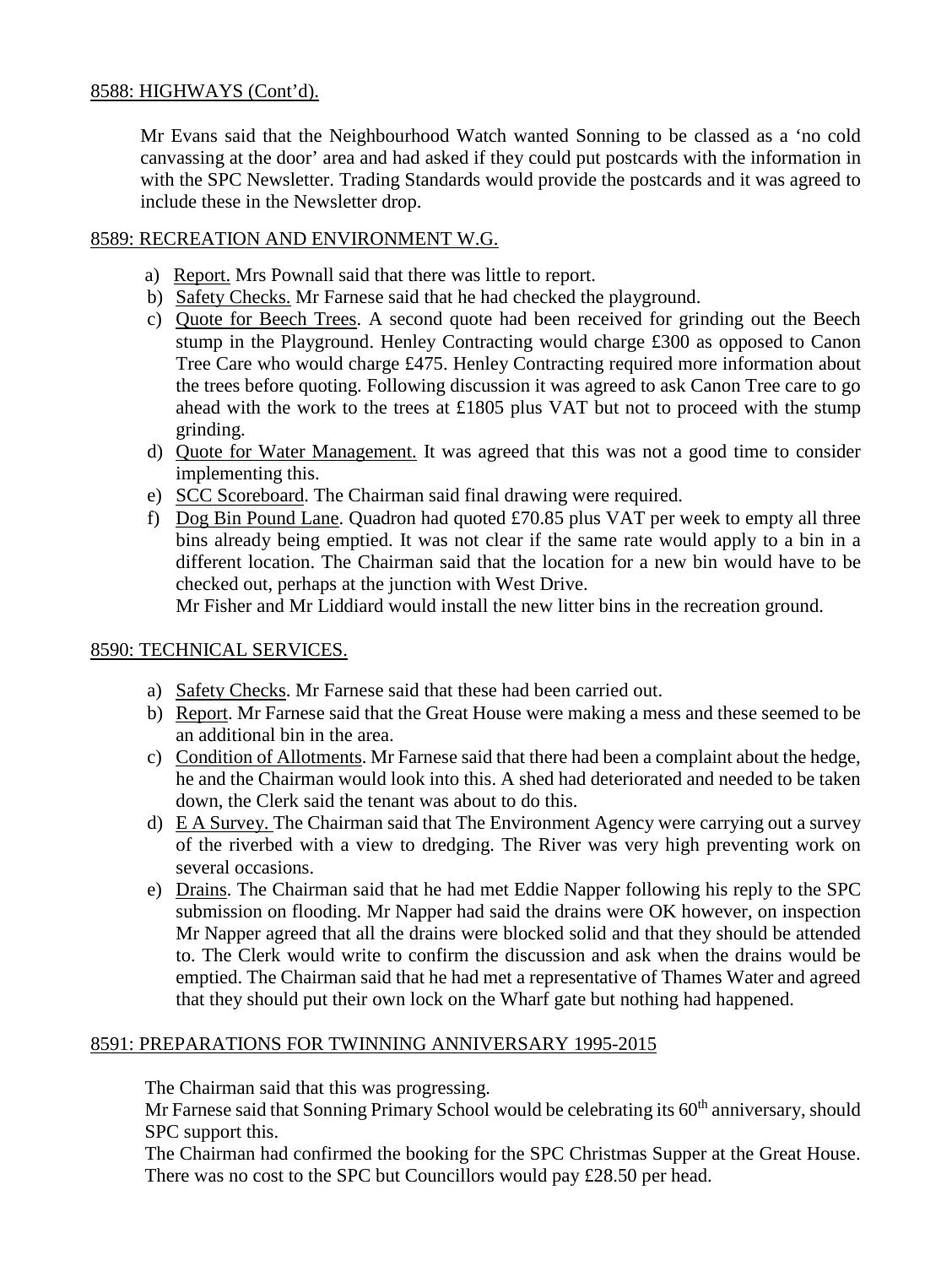8588: HIGHWAYS (Cont'd).

Mr Evans said that the Neighbourhood Watch wanted Sonning to be classed as a 'no cold canvassing at the door' area and had asked if they could put postcards with the information in with the SPC Newsletter. Trading Standards would provide the postcards and it was agreed to include these in the Newsletter drop.

8589: RECREATION AND ENVIRONMENT W.G.

a) Report. Mrs Pownall said that there was little to report.
b) Safety Checks. Mr Farnese said that he had checked the playground.
c) Quote for Beech Trees. A second quote had been received for grinding out the Beech stump in the Playground. Henley Contracting would charge £300 as opposed to Canon Tree Care who would charge £475. Henley Contracting required more information about the trees before quoting. Following discussion it was agreed to ask Canon Tree care to go ahead with the work to the trees at £1805 plus VAT but not to proceed with the stump grinding.
d) Quote for Water Management. It was agreed that this was not a good time to consider implementing this.
e) SCC Scoreboard. The Chairman said final drawing were required.
f) Dog Bin Pound Lane. Quadron had quoted £70.85 plus VAT per week to empty all three bins already being emptied. It was not clear if the same rate would apply to a bin in a different location. The Chairman said that the location for a new bin would have to be checked out, perhaps at the junction with West Drive.
   Mr Fisher and Mr Liddiard would install the new litter bins in the recreation ground.

8590: TECHNICAL SERVICES.

a) Safety Checks. Mr Farnese said that these had been carried out.
b) Report. Mr Farnese said that the Great House were making a mess and these seemed to be an additional bin in the area.
c) Condition of Allotments. Mr Farnese said that there had been a complaint about the hedge, he and the Chairman would look into this. A shed had deteriorated and needed to be taken down, the Clerk said the tenant was about to do this.
d) E A Survey. The Chairman said that The Environment Agency were carrying out a survey of the riverbed with a view to dredging. The River was very high preventing work on several occasions.
e) Drains. The Chairman said that he had met Eddie Napper following his reply to the SPC submission on flooding. Mr Napper had said the drains were OK however, on inspection Mr Napper agreed that all the drains were blocked solid and that they should be attended to. The Clerk would write to confirm the discussion and ask when the drains would be emptied. The Chairman said that he had met a representative of Thames Water and agreed that they should put their own lock on the Wharf gate but nothing had happened.

8591: PREPARATIONS FOR TWINNING ANNIVERSARY 1995-2015

The Chairman said that this was progressing.
Mr Farnese said that Sonning Primary School would be celebrating its 60th anniversary, should SPC support this.
The Chairman had confirmed the booking for the SPC Christmas Supper at the Great House. There was no cost to the SPC but Councillors would pay £28.50 per head.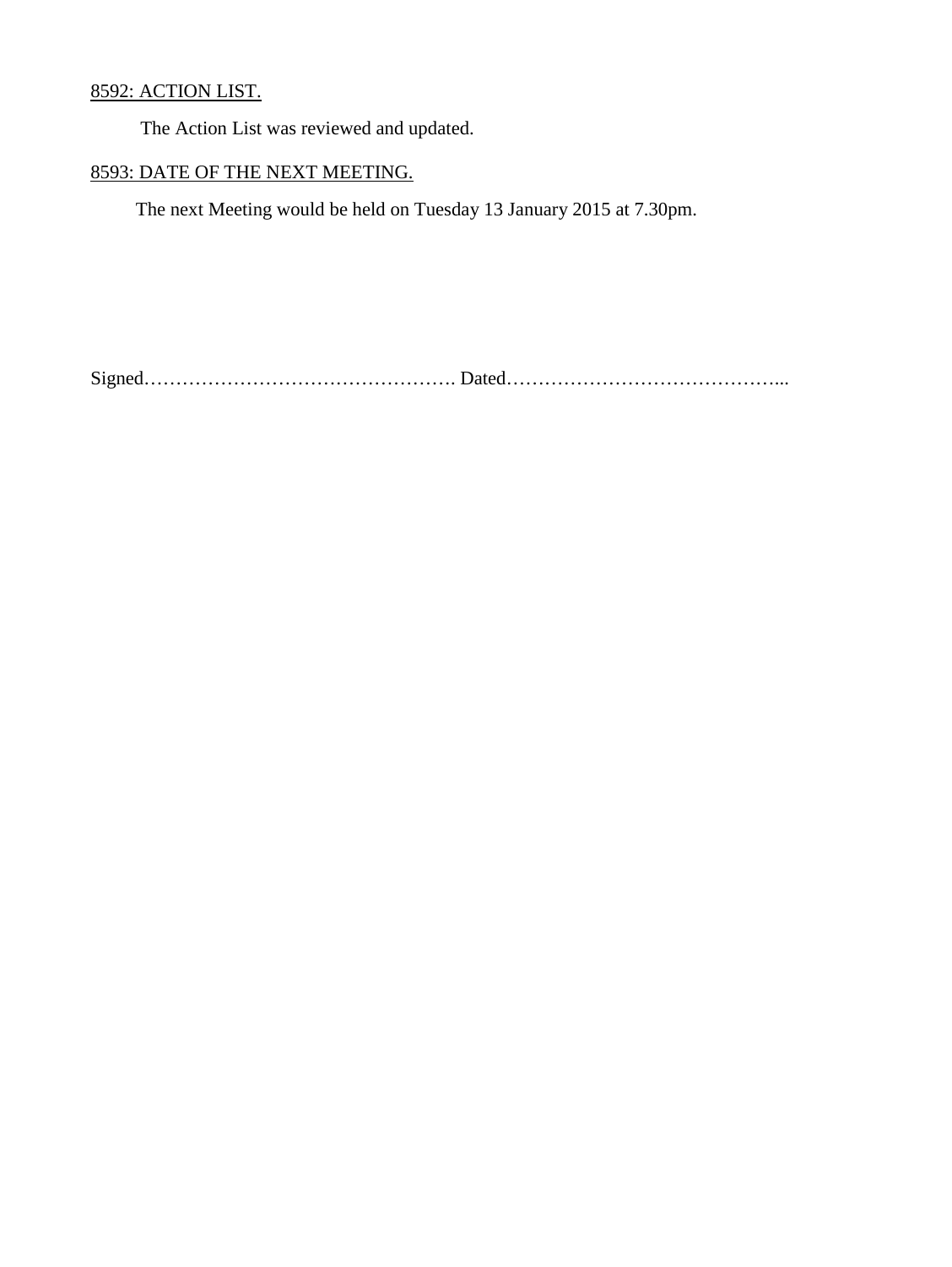<u>8592: ACTION LIST.</u>

The Action List was reviewed and updated.

<u>8593: DATE OF THE NEXT MEETING.</u>

The next Meeting would be held on Tuesday 13 January 2015 at 7.30pm.

Signed…………………………………………. Dated……………………………………...